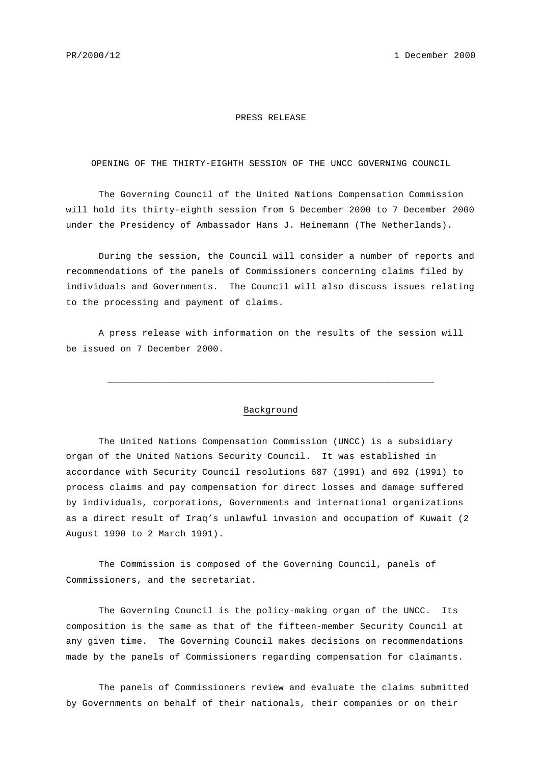PR/2000/12 1 December 2000

# PRESS RELEASE

## OPENING OF THE THIRTY-EIGHTH SESSION OF THE UNCC GOVERNING COUNCIL

The Governing Council of the United Nations Compensation Commission will hold its thirty-eighth session from 5 December 2000 to 7 December 2000 under the Presidency of Ambassador Hans J. Heinemann (The Netherlands).

During the session, the Council will consider a number of reports and recommendations of the panels of Commissioners concerning claims filed by individuals and Governments. The Council will also discuss issues relating to the processing and payment of claims.

A press release with information on the results of the session will be issued on 7 December 2000.

---

## Background

The United Nations Compensation Commission (UNCC) is a subsidiary organ of the United Nations Security Council. It was established in accordance with Security Council resolutions 687 (1991) and 692 (1991) to process claims and pay compensation for direct losses and damage suffered by individuals, corporations, Governments and international organizations as a direct result of Iraq's unlawful invasion and occupation of Kuwait (2 August 1990 to 2 March 1991).

The Commission is composed of the Governing Council, panels of Commissioners, and the secretariat.

The Governing Council is the policy-making organ of the UNCC. Its composition is the same as that of the fifteen-member Security Council at any given time. The Governing Council makes decisions on recommendations made by the panels of Commissioners regarding compensation for claimants.

The panels of Commissioners review and evaluate the claims submitted by Governments on behalf of their nationals, their companies or on their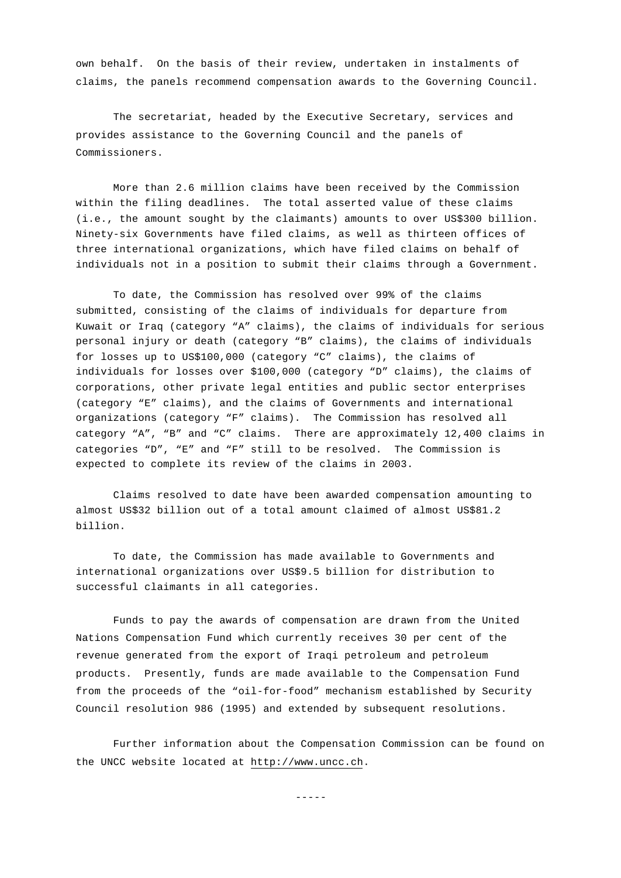own behalf. On the basis of their review, undertaken in instalments of claims, the panels recommend compensation awards to the Governing Council.

The secretariat, headed by the Executive Secretary, services and provides assistance to the Governing Council and the panels of Commissioners.

More than 2.6 million claims have been received by the Commission within the filing deadlines. The total asserted value of these claims (i.e., the amount sought by the claimants) amounts to over US$300 billion. Ninety-six Governments have filed claims, as well as thirteen offices of three international organizations, which have filed claims on behalf of individuals not in a position to submit their claims through a Government.

To date, the Commission has resolved over 99% of the claims submitted, consisting of the claims of individuals for departure from Kuwait or Iraq (category “A” claims), the claims of individuals for serious personal injury or death (category “B” claims), the claims of individuals for losses up to US$100,000 (category “C” claims), the claims of individuals for losses over $100,000 (category “D” claims), the claims of corporations, other private legal entities and public sector enterprises (category “E” claims), and the claims of Governments and international organizations (category “F” claims). The Commission has resolved all category “A”, “B” and “C” claims. There are approximately 12,400 claims in categories “D”, “E” and “F” still to be resolved. The Commission is expected to complete its review of the claims in 2003.

Claims resolved to date have been awarded compensation amounting to almost US$32 billion out of a total amount claimed of almost US$81.2 billion.

To date, the Commission has made available to Governments and international organizations over US$9.5 billion for distribution to successful claimants in all categories.

Funds to pay the awards of compensation are drawn from the United Nations Compensation Fund which currently receives 30 per cent of the revenue generated from the export of Iraqi petroleum and petroleum products. Presently, funds are made available to the Compensation Fund from the proceeds of the “oil-for-food” mechanism established by Security Council resolution 986 (1995) and extended by subsequent resolutions.

Further information about the Compensation Commission can be found on the UNCC website located at http://www.uncc.ch.

-----